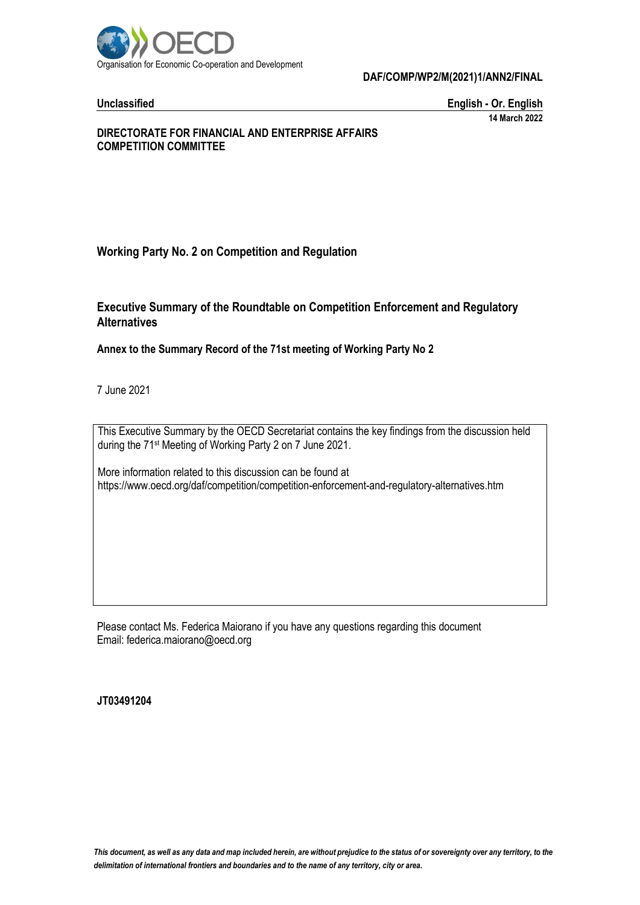Organisation for Economic Co-operation and Development

**DAF/COMP/WP2/M(2021)1/ANN2/FINAL**

**Unclassified** **English - Or. English**

**14 March 2022**

**DIRECTORATE FOR FINANCIAL AND ENTERPRISE AFFAIRS**
**COMPETITION COMMITTEE**

**Working Party No. 2 on Competition and Regulation**

# Executive Summary of the Roundtable on Competition Enforcement and Regulatory Alternatives

**Annex to the Summary Record of the 71st meeting of Working Party No 2**

7 June 2021

This Executive Summary by the OECD Secretariat contains the key findings from the discussion held during the 71st Meeting of Working Party 2 on 7 June 2021.

More information related to this discussion can be found at https://www.oecd.org/daf/competition/competition-enforcement-and-regulatory-alternatives.htm

Please contact Ms. Federica Maiorano if you have any questions regarding this document
Email: federica.maiorano@oecd.org

**JT03491204**

*This document, as well as any data and map included herein, are without prejudice to the status of or sovereignty over any territory, to the delimitation of international frontiers and boundaries and to the name of any territory, city or area.*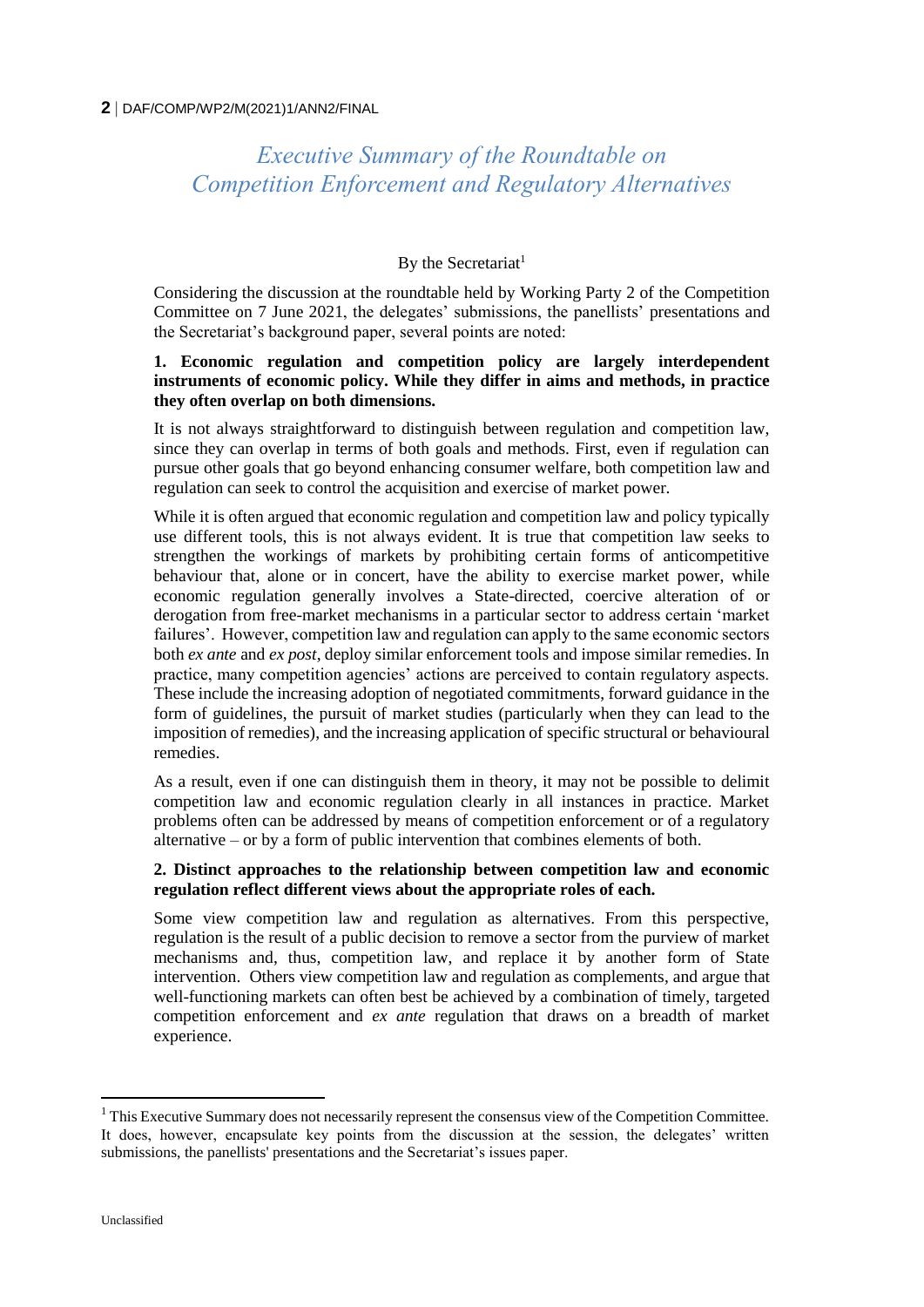# *Executive Summary of the Roundtable on Competition Enforcement and Regulatory Alternatives*

By the Secretariat[1]

Considering the discussion at the roundtable held by Working Party 2 of the Competition Committee on 7 June 2021, the delegates' submissions, the panellists' presentations and the Secretariat's background paper, several points are noted:

**1. Economic regulation and competition policy are largely interdependent instruments of economic policy. While they differ in aims and methods, in practice they often overlap on both dimensions.**

It is not always straightforward to distinguish between regulation and competition law, since they can overlap in terms of both goals and methods. First, even if regulation can pursue other goals that go beyond enhancing consumer welfare, both competition law and regulation can seek to control the acquisition and exercise of market power.

While it is often argued that economic regulation and competition law and policy typically use different tools, this is not always evident. It is true that competition law seeks to strengthen the workings of markets by prohibiting certain forms of anticompetitive behaviour that, alone or in concert, have the ability to exercise market power, while economic regulation generally involves a State-directed, coercive alteration of or derogation from free-market mechanisms in a particular sector to address certain 'market failures'. However, competition law and regulation can apply to the same economic sectors both *ex ante* and *ex post*, deploy similar enforcement tools and impose similar remedies. In practice, many competition agencies' actions are perceived to contain regulatory aspects. These include the increasing adoption of negotiated commitments, forward guidance in the form of guidelines, the pursuit of market studies (particularly when they can lead to the imposition of remedies), and the increasing application of specific structural or behavioural remedies.

As a result, even if one can distinguish them in theory, it may not be possible to delimit competition law and economic regulation clearly in all instances in practice. Market problems often can be addressed by means of competition enforcement or of a regulatory alternative – or by a form of public intervention that combines elements of both.

**2. Distinct approaches to the relationship between competition law and economic regulation reflect different views about the appropriate roles of each.**

Some view competition law and regulation as alternatives. From this perspective, regulation is the result of a public decision to remove a sector from the purview of market mechanisms and, thus, competition law, and replace it by another form of State intervention. Others view competition law and regulation as complements, and argue that well-functioning markets can often best be achieved by a combination of timely, targeted competition enforcement and *ex ante* regulation that draws on a breadth of market experience.

[1] This Executive Summary does not necessarily represent the consensus view of the Competition Committee. It does, however, encapsulate key points from the discussion at the session, the delegates' written submissions, the panellists' presentations and the Secretariat's issues paper.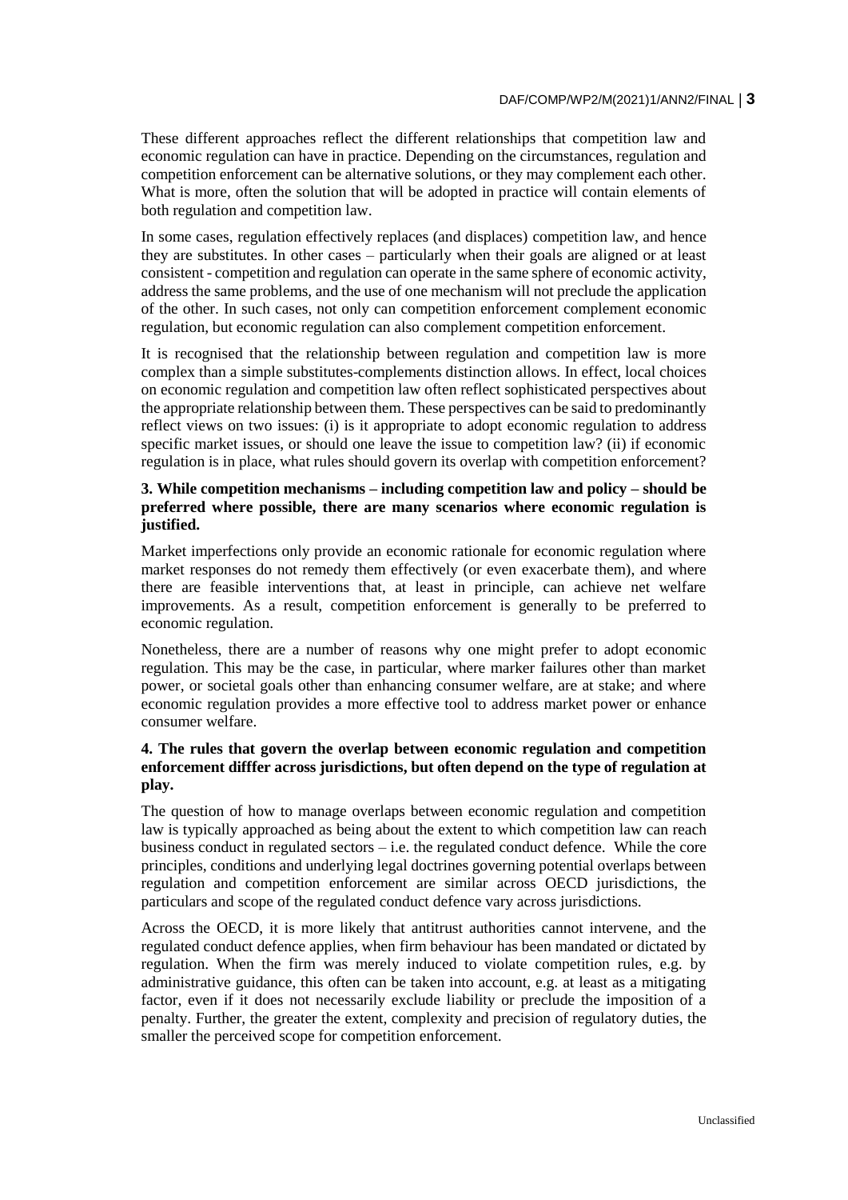These different approaches reflect the different relationships that competition law and economic regulation can have in practice. Depending on the circumstances, regulation and competition enforcement can be alternative solutions, or they may complement each other. What is more, often the solution that will be adopted in practice will contain elements of both regulation and competition law.

In some cases, regulation effectively replaces (and displaces) competition law, and hence they are substitutes. In other cases – particularly when their goals are aligned or at least consistent - competition and regulation can operate in the same sphere of economic activity, address the same problems, and the use of one mechanism will not preclude the application of the other. In such cases, not only can competition enforcement complement economic regulation, but economic regulation can also complement competition enforcement.

It is recognised that the relationship between regulation and competition law is more complex than a simple substitutes-complements distinction allows. In effect, local choices on economic regulation and competition law often reflect sophisticated perspectives about the appropriate relationship between them. These perspectives can be said to predominantly reflect views on two issues: (i) is it appropriate to adopt economic regulation to address specific market issues, or should one leave the issue to competition law? (ii) if economic regulation is in place, what rules should govern its overlap with competition enforcement?

**3. While competition mechanisms – including competition law and policy – should be preferred where possible, there are many scenarios where economic regulation is justified.**

Market imperfections only provide an economic rationale for economic regulation where market responses do not remedy them effectively (or even exacerbate them), and where there are feasible interventions that, at least in principle, can achieve net welfare improvements. As a result, competition enforcement is generally to be preferred to economic regulation.

Nonetheless, there are a number of reasons why one might prefer to adopt economic regulation. This may be the case, in particular, where marker failures other than market power, or societal goals other than enhancing consumer welfare, are at stake; and where economic regulation provides a more effective tool to address market power or enhance consumer welfare.

**4. The rules that govern the overlap between economic regulation and competition enforcement difffer across jurisdictions, but often depend on the type of regulation at play.**

The question of how to manage overlaps between economic regulation and competition law is typically approached as being about the extent to which competition law can reach business conduct in regulated sectors – i.e. the regulated conduct defence. While the core principles, conditions and underlying legal doctrines governing potential overlaps between regulation and competition enforcement are similar across OECD jurisdictions, the particulars and scope of the regulated conduct defence vary across jurisdictions.

Across the OECD, it is more likely that antitrust authorities cannot intervene, and the regulated conduct defence applies, when firm behaviour has been mandated or dictated by regulation. When the firm was merely induced to violate competition rules, e.g. by administrative guidance, this often can be taken into account, e.g. at least as a mitigating factor, even if it does not necessarily exclude liability or preclude the imposition of a penalty. Further, the greater the extent, complexity and precision of regulatory duties, the smaller the perceived scope for competition enforcement.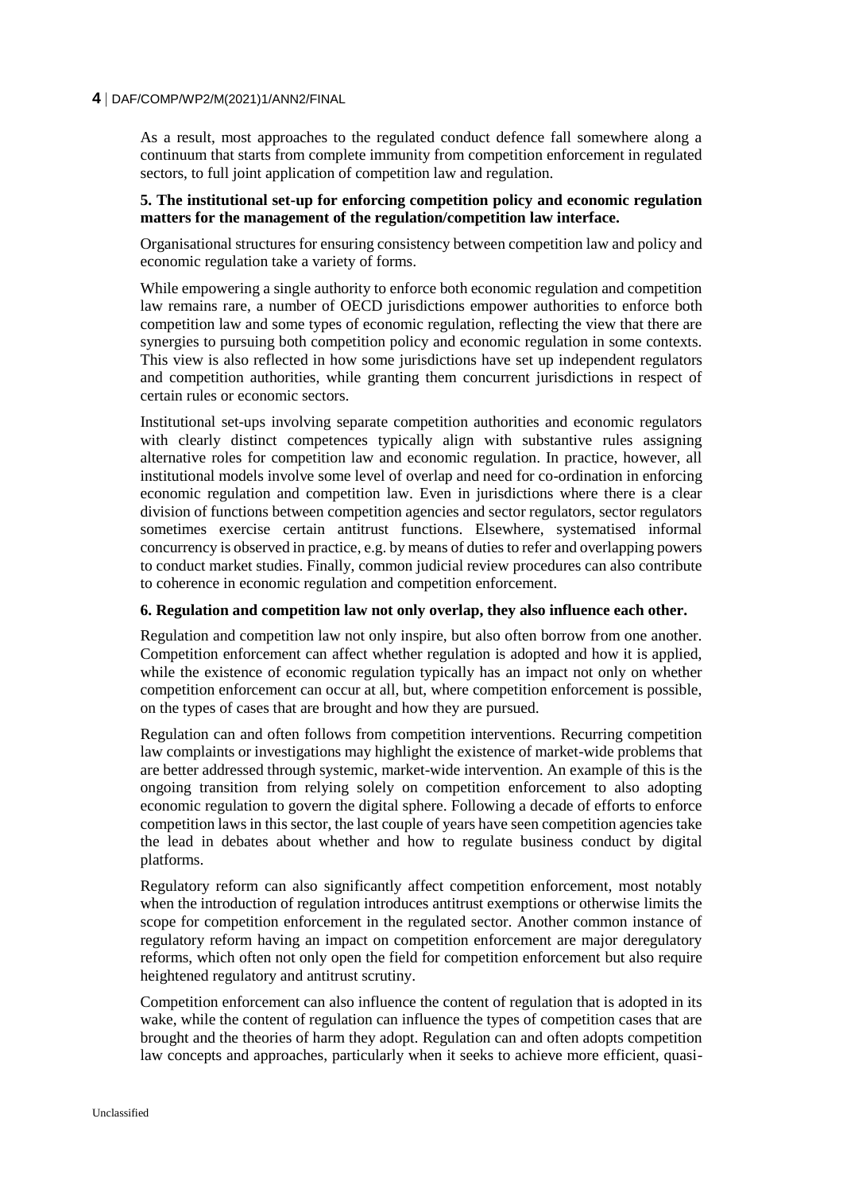As a result, most approaches to the regulated conduct defence fall somewhere along a continuum that starts from complete immunity from competition enforcement in regulated sectors, to full joint application of competition law and regulation.

**5. The institutional set-up for enforcing competition policy and economic regulation matters for the management of the regulation/competition law interface.**

Organisational structures for ensuring consistency between competition law and policy and economic regulation take a variety of forms.

While empowering a single authority to enforce both economic regulation and competition law remains rare, a number of OECD jurisdictions empower authorities to enforce both competition law and some types of economic regulation, reflecting the view that there are synergies to pursuing both competition policy and economic regulation in some contexts. This view is also reflected in how some jurisdictions have set up independent regulators and competition authorities, while granting them concurrent jurisdictions in respect of certain rules or economic sectors.

Institutional set-ups involving separate competition authorities and economic regulators with clearly distinct competences typically align with substantive rules assigning alternative roles for competition law and economic regulation. In practice, however, all institutional models involve some level of overlap and need for co-ordination in enforcing economic regulation and competition law. Even in jurisdictions where there is a clear division of functions between competition agencies and sector regulators, sector regulators sometimes exercise certain antitrust functions. Elsewhere, systematised informal concurrency is observed in practice, e.g. by means of duties to refer and overlapping powers to conduct market studies. Finally, common judicial review procedures can also contribute to coherence in economic regulation and competition enforcement.

**6. Regulation and competition law not only overlap, they also influence each other.**

Regulation and competition law not only inspire, but also often borrow from one another. Competition enforcement can affect whether regulation is adopted and how it is applied, while the existence of economic regulation typically has an impact not only on whether competition enforcement can occur at all, but, where competition enforcement is possible, on the types of cases that are brought and how they are pursued.

Regulation can and often follows from competition interventions. Recurring competition law complaints or investigations may highlight the existence of market-wide problems that are better addressed through systemic, market-wide intervention. An example of this is the ongoing transition from relying solely on competition enforcement to also adopting economic regulation to govern the digital sphere. Following a decade of efforts to enforce competition laws in this sector, the last couple of years have seen competition agencies take the lead in debates about whether and how to regulate business conduct by digital platforms.

Regulatory reform can also significantly affect competition enforcement, most notably when the introduction of regulation introduces antitrust exemptions or otherwise limits the scope for competition enforcement in the regulated sector. Another common instance of regulatory reform having an impact on competition enforcement are major deregulatory reforms, which often not only open the field for competition enforcement but also require heightened regulatory and antitrust scrutiny.

Competition enforcement can also influence the content of regulation that is adopted in its wake, while the content of regulation can influence the types of competition cases that are brought and the theories of harm they adopt. Regulation can and often adopts competition law concepts and approaches, particularly when it seeks to achieve more efficient, quasi-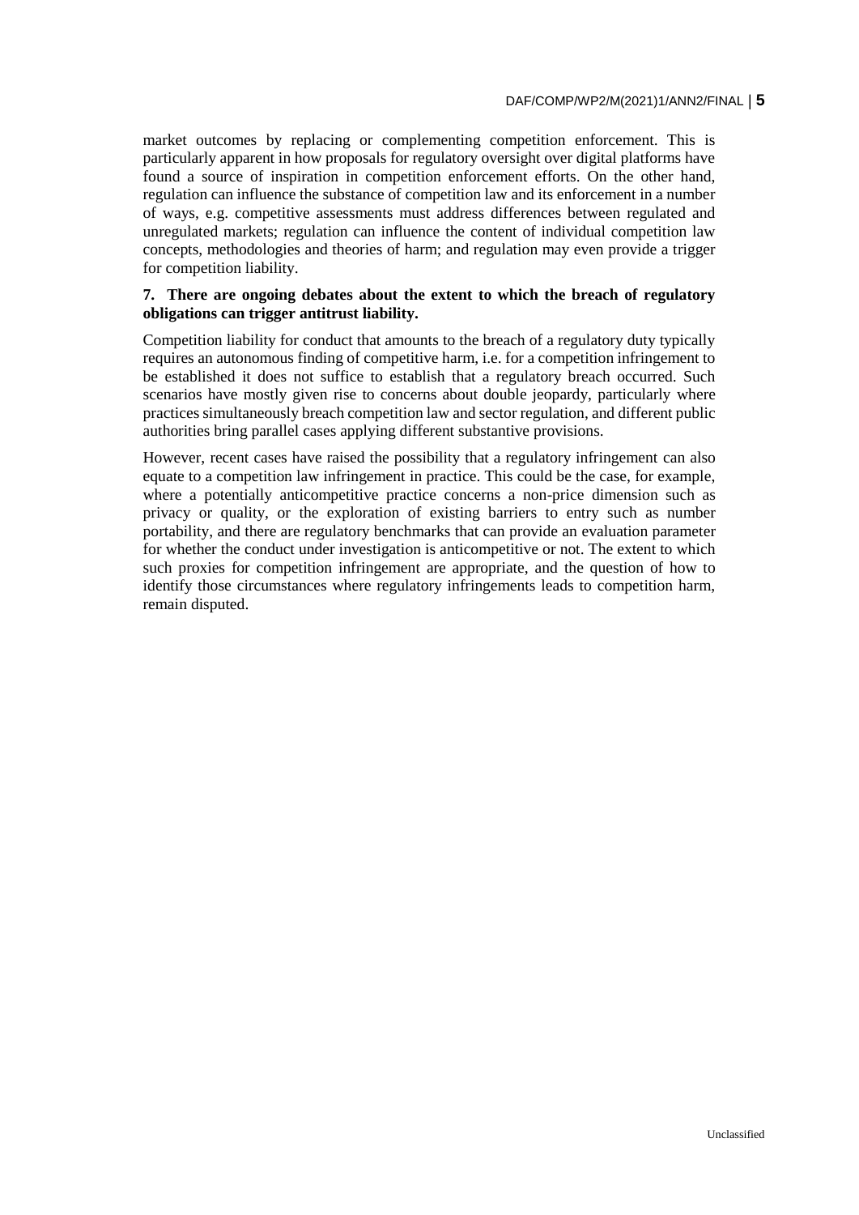market outcomes by replacing or complementing competition enforcement. This is particularly apparent in how proposals for regulatory oversight over digital platforms have found a source of inspiration in competition enforcement efforts. On the other hand, regulation can influence the substance of competition law and its enforcement in a number of ways, e.g. competitive assessments must address differences between regulated and unregulated markets; regulation can influence the content of individual competition law concepts, methodologies and theories of harm; and regulation may even provide a trigger for competition liability.

**7. There are ongoing debates about the extent to which the breach of regulatory obligations can trigger antitrust liability.**

Competition liability for conduct that amounts to the breach of a regulatory duty typically requires an autonomous finding of competitive harm, i.e. for a competition infringement to be established it does not suffice to establish that a regulatory breach occurred. Such scenarios have mostly given rise to concerns about double jeopardy, particularly where practices simultaneously breach competition law and sector regulation, and different public authorities bring parallel cases applying different substantive provisions.

However, recent cases have raised the possibility that a regulatory infringement can also equate to a competition law infringement in practice. This could be the case, for example, where a potentially anticompetitive practice concerns a non-price dimension such as privacy or quality, or the exploration of existing barriers to entry such as number portability, and there are regulatory benchmarks that can provide an evaluation parameter for whether the conduct under investigation is anticompetitive or not. The extent to which such proxies for competition infringement are appropriate, and the question of how to identify those circumstances where regulatory infringements leads to competition harm, remain disputed.